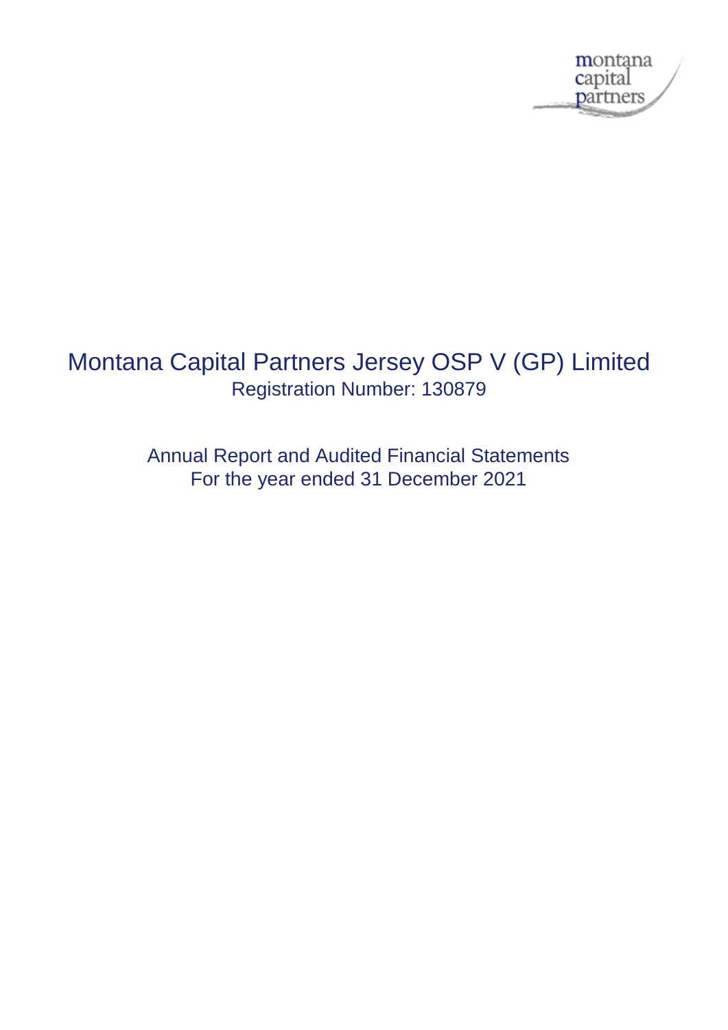montana capital partners

# Montana Capital Partners Jersey OSP V (GP) Limited

Registration Number: 130879

## Annual Report and Audited Financial Statements

For the year ended 31 December 2021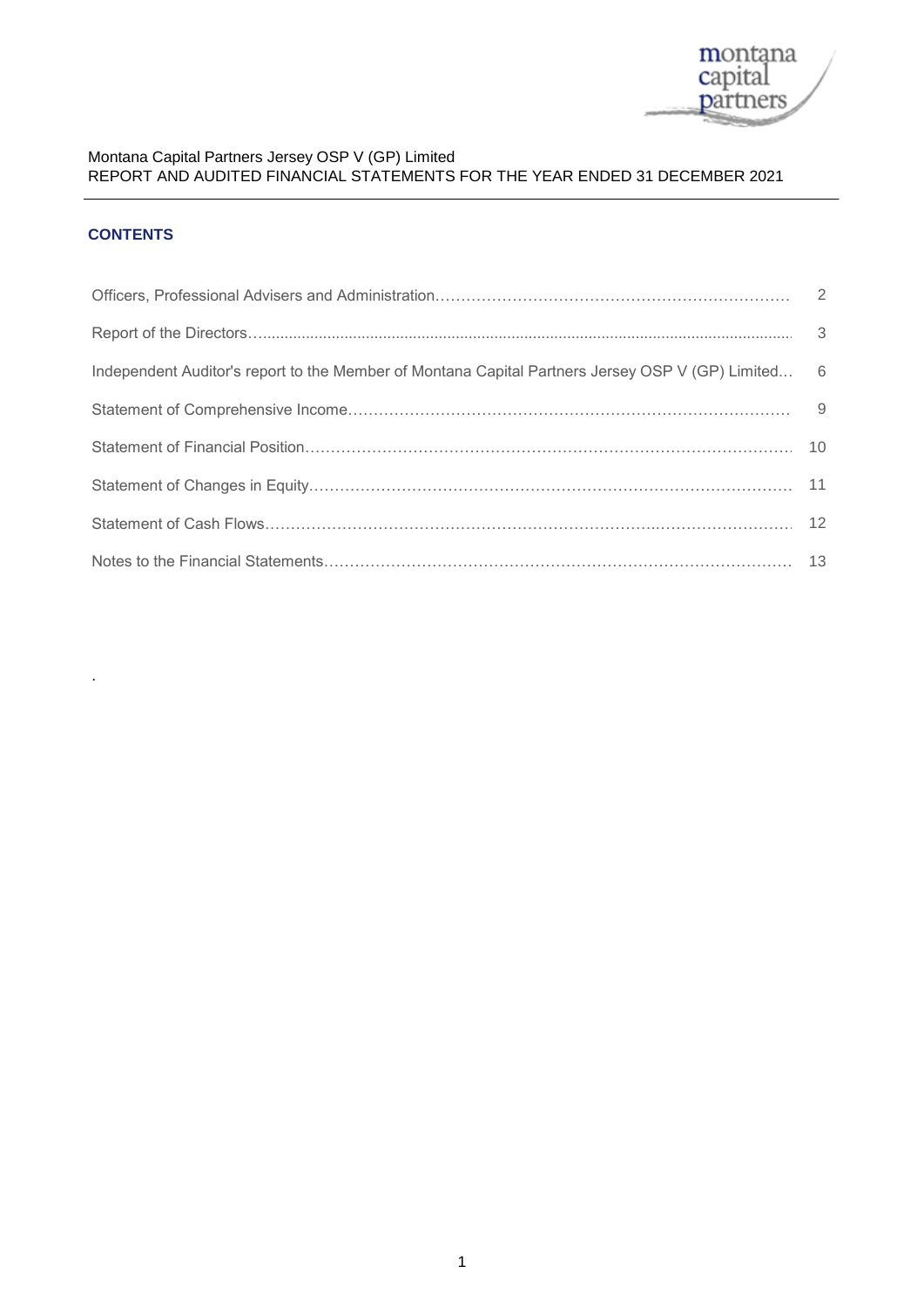Montana Capital Partners Jersey OSP V (GP) Limited
REPORT AND AUDITED FINANCIAL STATEMENTS FOR THE YEAR ENDED 31 DECEMBER 2021

## CONTENTS

| | |
|---|---|
| Officers, Professional Advisers and Administration | 2 |
| Report of the Directors | 3 |
| Independent Auditor's report to the Member of Montana Capital Partners Jersey OSP V (GP) Limited | 6 |
| Statement of Comprehensive Income | 9 |
| Statement of Financial Position | 10 |
| Statement of Changes in Equity | 11 |
| Statement of Cash Flows | 12 |
| Notes to the Financial Statements | 13 |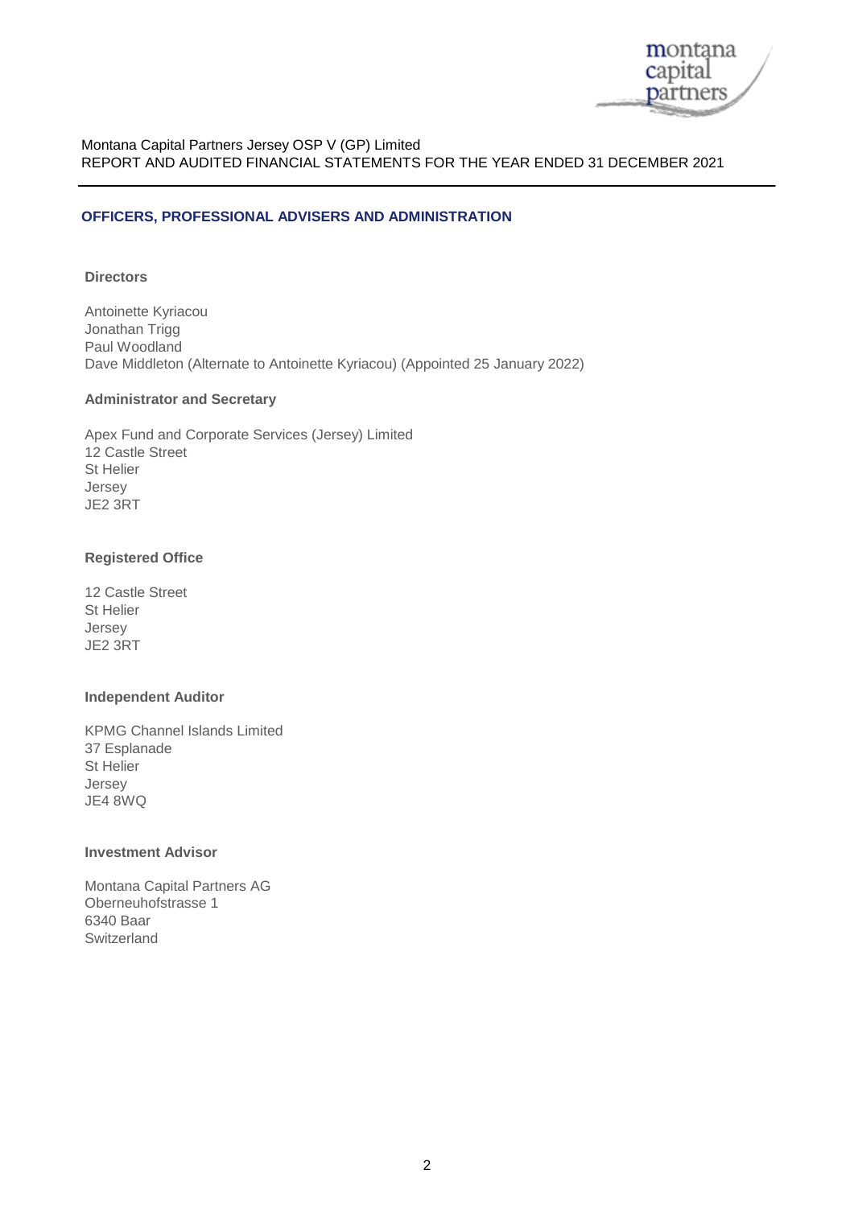## OFFICERS, PROFESSIONAL ADVISERS AND ADMINISTRATION

**Directors**

Antoinette Kyriacou
Jonathan Trigg
Paul Woodland
Dave Middleton (Alternate to Antoinette Kyriacou) (Appointed 25 January 2022)

**Administrator and Secretary**

Apex Fund and Corporate Services (Jersey) Limited
12 Castle Street
St Helier
Jersey
JE2 3RT

**Registered Office**

12 Castle Street
St Helier
Jersey
JE2 3RT

**Independent Auditor**

KPMG Channel Islands Limited
37 Esplanade
St Helier
Jersey
JE4 8WQ

**Investment Advisor**

Montana Capital Partners AG
Oberneuhofstrasse 1
6340 Baar
Switzerland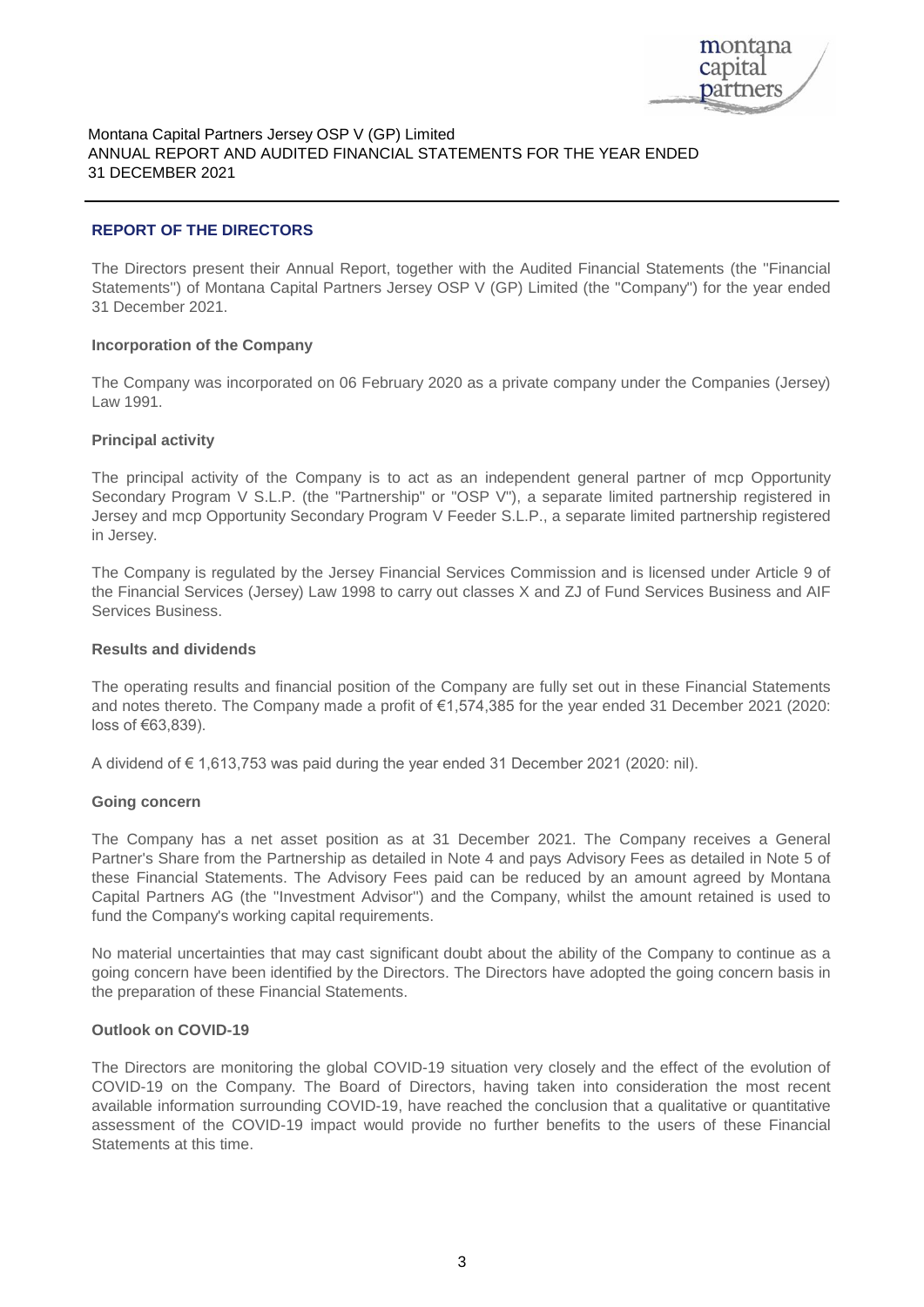## REPORT OF THE DIRECTORS

The Directors present their Annual Report, together with the Audited Financial Statements (the "Financial Statements") of Montana Capital Partners Jersey OSP V (GP) Limited (the "Company") for the year ended 31 December 2021.

### Incorporation of the Company

The Company was incorporated on 06 February 2020 as a private company under the Companies (Jersey) Law 1991.

### Principal activity

The principal activity of the Company is to act as an independent general partner of mcp Opportunity Secondary Program V S.L.P. (the "Partnership" or "OSP V"), a separate limited partnership registered in Jersey and mcp Opportunity Secondary Program V Feeder S.L.P., a separate limited partnership registered in Jersey.

The Company is regulated by the Jersey Financial Services Commission and is licensed under Article 9 of the Financial Services (Jersey) Law 1998 to carry out classes X and ZJ of Fund Services Business and AIF Services Business.

### Results and dividends

The operating results and financial position of the Company are fully set out in these Financial Statements and notes thereto. The Company made a profit of €1,574,385 for the year ended 31 December 2021 (2020: loss of €63,839).

A dividend of € 1,613,753 was paid during the year ended 31 December 2021 (2020: nil).

### Going concern

The Company has a net asset position as at 31 December 2021. The Company receives a General Partner's Share from the Partnership as detailed in Note 4 and pays Advisory Fees as detailed in Note 5 of these Financial Statements. The Advisory Fees paid can be reduced by an amount agreed by Montana Capital Partners AG (the "Investment Advisor") and the Company, whilst the amount retained is used to fund the Company's working capital requirements.

No material uncertainties that may cast significant doubt about the ability of the Company to continue as a going concern have been identified by the Directors. The Directors have adopted the going concern basis in the preparation of these Financial Statements.

### Outlook on COVID-19

The Directors are monitoring the global COVID-19 situation very closely and the effect of the evolution of COVID-19 on the Company. The Board of Directors, having taken into consideration the most recent available information surrounding COVID-19, have reached the conclusion that a qualitative or quantitative assessment of the COVID-19 impact would provide no further benefits to the users of these Financial Statements at this time.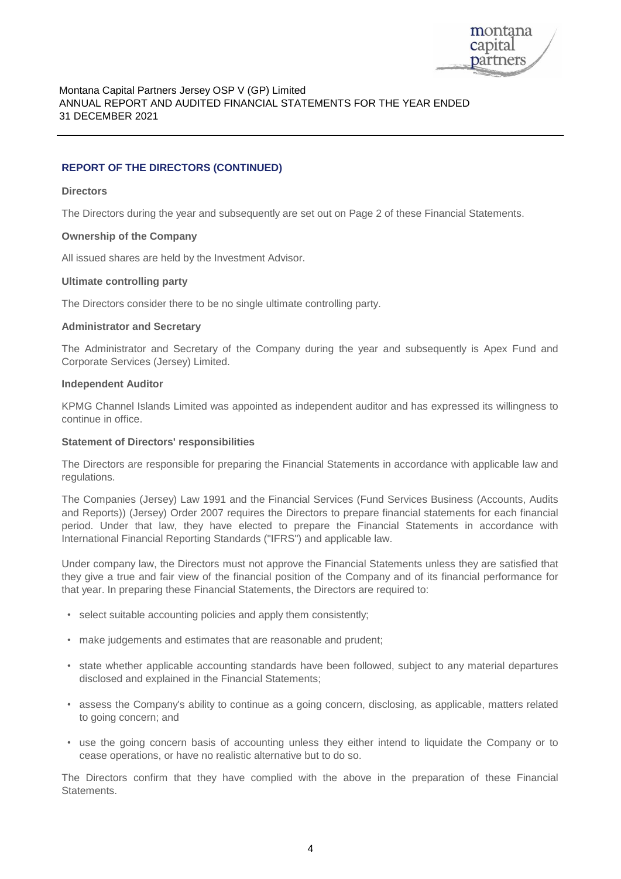## REPORT OF THE DIRECTORS (CONTINUED)

**Directors**

The Directors during the year and subsequently are set out on Page 2 of these Financial Statements.

**Ownership of the Company**

All issued shares are held by the Investment Advisor.

**Ultimate controlling party**

The Directors consider there to be no single ultimate controlling party.

**Administrator and Secretary**

The Administrator and Secretary of the Company during the year and subsequently is Apex Fund and Corporate Services (Jersey) Limited.

**Independent Auditor**

KPMG Channel Islands Limited was appointed as independent auditor and has expressed its willingness to continue in office.

**Statement of Directors' responsibilities**

The Directors are responsible for preparing the Financial Statements in accordance with applicable law and regulations.

The Companies (Jersey) Law 1991 and the Financial Services (Fund Services Business (Accounts, Audits and Reports)) (Jersey) Order 2007 requires the Directors to prepare financial statements for each financial period. Under that law, they have elected to prepare the Financial Statements in accordance with International Financial Reporting Standards ("IFRS") and applicable law.

Under company law, the Directors must not approve the Financial Statements unless they are satisfied that they give a true and fair view of the financial position of the Company and of its financial performance for that year. In preparing these Financial Statements, the Directors are required to:

- select suitable accounting policies and apply them consistently;
- make judgements and estimates that are reasonable and prudent;
- state whether applicable accounting standards have been followed, subject to any material departures disclosed and explained in the Financial Statements;
- assess the Company's ability to continue as a going concern, disclosing, as applicable, matters related to going concern; and
- use the going concern basis of accounting unless they either intend to liquidate the Company or to cease operations, or have no realistic alternative but to do so.

The Directors confirm that they have complied with the above in the preparation of these Financial Statements.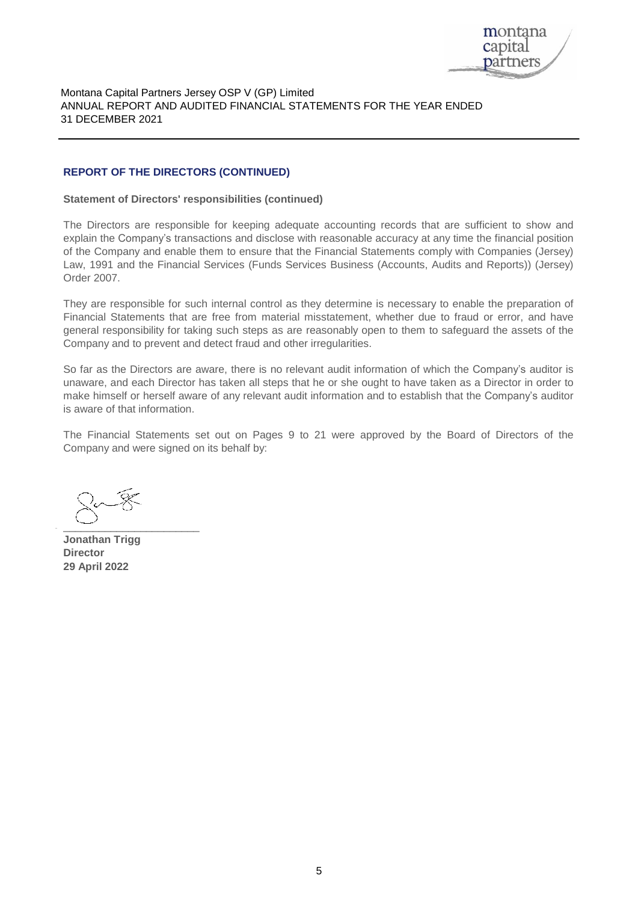## REPORT OF THE DIRECTORS (CONTINUED)

**Statement of Directors' responsibilities (continued)**

The Directors are responsible for keeping adequate accounting records that are sufficient to show and explain the Company's transactions and disclose with reasonable accuracy at any time the financial position of the Company and enable them to ensure that the Financial Statements comply with Companies (Jersey) Law, 1991 and the Financial Services (Funds Services Business (Accounts, Audits and Reports)) (Jersey) Order 2007.

They are responsible for such internal control as they determine is necessary to enable the preparation of Financial Statements that are free from material misstatement, whether due to fraud or error, and have general responsibility for taking such steps as are reasonably open to them to safeguard the assets of the Company and to prevent and detect fraud and other irregularities.

So far as the Directors are aware, there is no relevant audit information of which the Company's auditor is unaware, and each Director has taken all steps that he or she ought to have taken as a Director in order to make himself or herself aware of any relevant audit information and to establish that the Company's auditor is aware of that information.

The Financial Statements set out on Pages 9 to 21 were approved by the Board of Directors of the Company and were signed on its behalf by:

\_\_\_\_\_\_\_\_\_\_\_\_\_\_\_\_\_\_\_\_\_\_\_

**Jonathan Trigg**
**Director**
**29 April 2022**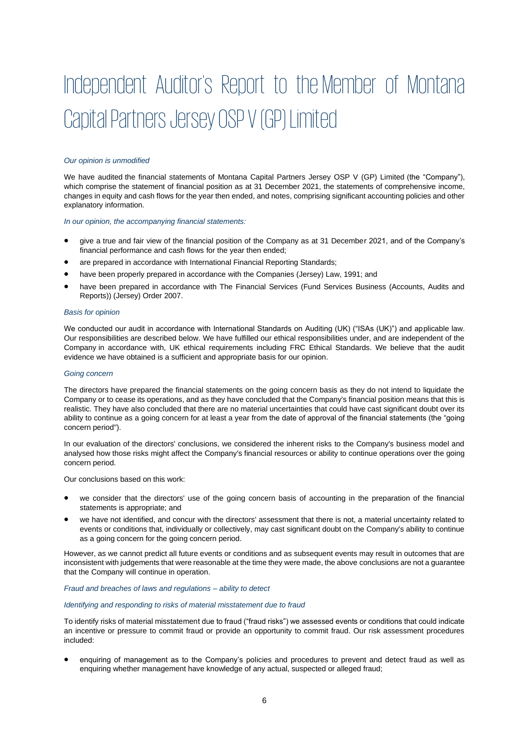# Independent Auditor's Report to the Member of Montana Capital Partners Jersey OSP V (GP) Limited

*Our opinion is unmodified*

We have audited the financial statements of Montana Capital Partners Jersey OSP V (GP) Limited (the "Company"), which comprise the statement of financial position as at 31 December 2021, the statements of comprehensive income, changes in equity and cash flows for the year then ended, and notes, comprising significant accounting policies and other explanatory information.

*In our opinion, the accompanying financial statements:*

- give a true and fair view of the financial position of the Company as at 31 December 2021, and of the Company's financial performance and cash flows for the year then ended;
- are prepared in accordance with International Financial Reporting Standards;
- have been properly prepared in accordance with the Companies (Jersey) Law, 1991; and
- have been prepared in accordance with The Financial Services (Fund Services Business (Accounts, Audits and Reports)) (Jersey) Order 2007.

*Basis for opinion*

We conducted our audit in accordance with International Standards on Auditing (UK) ("ISAs (UK)") and applicable law. Our responsibilities are described below. We have fulfilled our ethical responsibilities under, and are independent of the Company in accordance with, UK ethical requirements including FRC Ethical Standards. We believe that the audit evidence we have obtained is a sufficient and appropriate basis for our opinion.

*Going concern*

The directors have prepared the financial statements on the going concern basis as they do not intend to liquidate the Company or to cease its operations, and as they have concluded that the Company's financial position means that this is realistic. They have also concluded that there are no material uncertainties that could have cast significant doubt over its ability to continue as a going concern for at least a year from the date of approval of the financial statements (the "going concern period").

In our evaluation of the directors' conclusions, we considered the inherent risks to the Company's business model and analysed how those risks might affect the Company's financial resources or ability to continue operations over the going concern period.

Our conclusions based on this work:

- we consider that the directors' use of the going concern basis of accounting in the preparation of the financial statements is appropriate; and
- we have not identified, and concur with the directors' assessment that there is not, a material uncertainty related to events or conditions that, individually or collectively, may cast significant doubt on the Company's ability to continue as a going concern for the going concern period.

However, as we cannot predict all future events or conditions and as subsequent events may result in outcomes that are inconsistent with judgements that were reasonable at the time they were made, the above conclusions are not a guarantee that the Company will continue in operation.

*Fraud and breaches of laws and regulations – ability to detect*

*Identifying and responding to risks of material misstatement due to fraud*

To identify risks of material misstatement due to fraud ("fraud risks") we assessed events or conditions that could indicate an incentive or pressure to commit fraud or provide an opportunity to commit fraud. Our risk assessment procedures included:

- enquiring of management as to the Company's policies and procedures to prevent and detect fraud as well as enquiring whether management have knowledge of any actual, suspected or alleged fraud;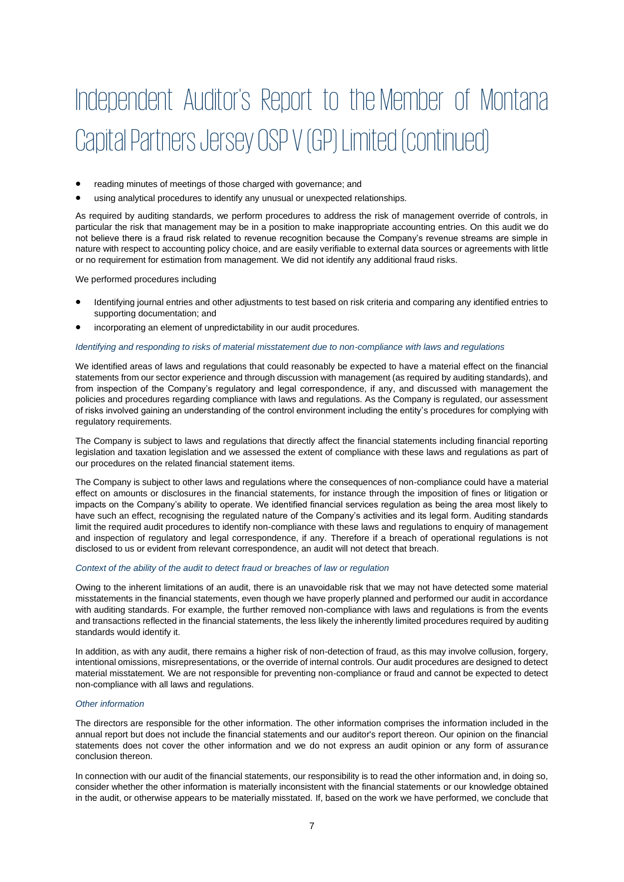# Independent Auditor's Report to the Member of Montana Capital Partners Jersey OSP V (GP) Limited (continued)

- reading minutes of meetings of those charged with governance; and
- using analytical procedures to identify any unusual or unexpected relationships.

As required by auditing standards, we perform procedures to address the risk of management override of controls, in particular the risk that management may be in a position to make inappropriate accounting entries. On this audit we do not believe there is a fraud risk related to revenue recognition because the Company's revenue streams are simple in nature with respect to accounting policy choice, and are easily verifiable to external data sources or agreements with little or no requirement for estimation from management. We did not identify any additional fraud risks.

We performed procedures including

- Identifying journal entries and other adjustments to test based on risk criteria and comparing any identified entries to supporting documentation; and
- incorporating an element of unpredictability in our audit procedures.

*Identifying and responding to risks of material misstatement due to non-compliance with laws and regulations*

We identified areas of laws and regulations that could reasonably be expected to have a material effect on the financial statements from our sector experience and through discussion with management (as required by auditing standards), and from inspection of the Company's regulatory and legal correspondence, if any, and discussed with management the policies and procedures regarding compliance with laws and regulations. As the Company is regulated, our assessment of risks involved gaining an understanding of the control environment including the entity's procedures for complying with regulatory requirements.

The Company is subject to laws and regulations that directly affect the financial statements including financial reporting legislation and taxation legislation and we assessed the extent of compliance with these laws and regulations as part of our procedures on the related financial statement items.

The Company is subject to other laws and regulations where the consequences of non-compliance could have a material effect on amounts or disclosures in the financial statements, for instance through the imposition of fines or litigation or impacts on the Company's ability to operate. We identified financial services regulation as being the area most likely to have such an effect, recognising the regulated nature of the Company's activities and its legal form. Auditing standards limit the required audit procedures to identify non-compliance with these laws and regulations to enquiry of management and inspection of regulatory and legal correspondence, if any. Therefore if a breach of operational regulations is not disclosed to us or evident from relevant correspondence, an audit will not detect that breach.

*Context of the ability of the audit to detect fraud or breaches of law or regulation*

Owing to the inherent limitations of an audit, there is an unavoidable risk that we may not have detected some material misstatements in the financial statements, even though we have properly planned and performed our audit in accordance with auditing standards. For example, the further removed non-compliance with laws and regulations is from the events and transactions reflected in the financial statements, the less likely the inherently limited procedures required by auditing standards would identify it.

In addition, as with any audit, there remains a higher risk of non-detection of fraud, as this may involve collusion, forgery, intentional omissions, misrepresentations, or the override of internal controls. Our audit procedures are designed to detect material misstatement. We are not responsible for preventing non-compliance or fraud and cannot be expected to detect non-compliance with all laws and regulations.

*Other information*

The directors are responsible for the other information. The other information comprises the information included in the annual report but does not include the financial statements and our auditor's report thereon. Our opinion on the financial statements does not cover the other information and we do not express an audit opinion or any form of assurance conclusion thereon.

In connection with our audit of the financial statements, our responsibility is to read the other information and, in doing so, consider whether the other information is materially inconsistent with the financial statements or our knowledge obtained in the audit, or otherwise appears to be materially misstated. If, based on the work we have performed, we conclude that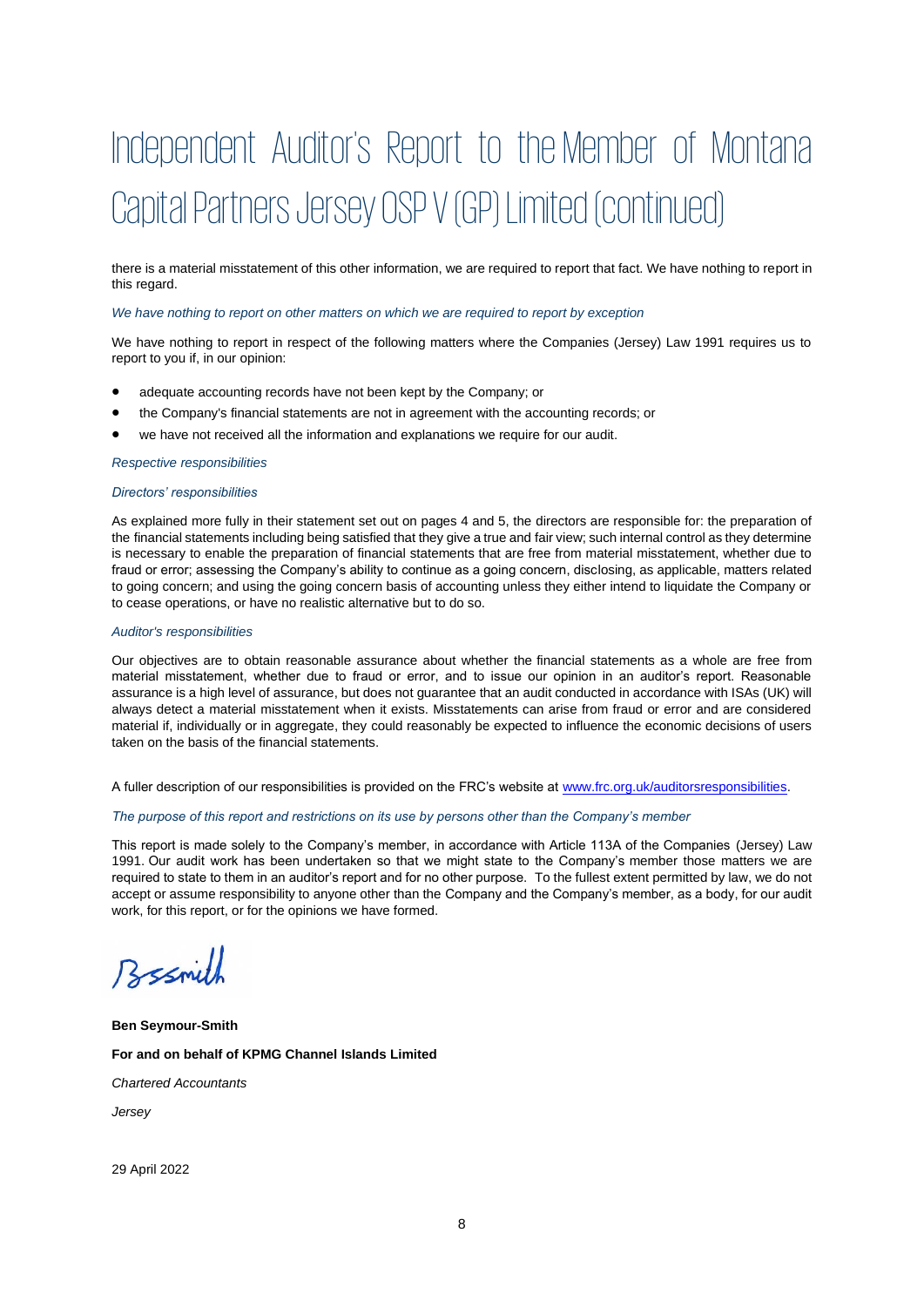# Independent Auditor's Report to the Member of Montana Capital Partners Jersey OSP V (GP) Limited (continued)

there is a material misstatement of this other information, we are required to report that fact. We have nothing to report in this regard.

*We have nothing to report on other matters on which we are required to report by exception*

We have nothing to report in respect of the following matters where the Companies (Jersey) Law 1991 requires us to report to you if, in our opinion:

- adequate accounting records have not been kept by the Company; or
- the Company's financial statements are not in agreement with the accounting records; or
- we have not received all the information and explanations we require for our audit.

*Respective responsibilities*

*Directors' responsibilities*

As explained more fully in their statement set out on pages 4 and 5, the directors are responsible for: the preparation of the financial statements including being satisfied that they give a true and fair view; such internal control as they determine is necessary to enable the preparation of financial statements that are free from material misstatement, whether due to fraud or error; assessing the Company's ability to continue as a going concern, disclosing, as applicable, matters related to going concern; and using the going concern basis of accounting unless they either intend to liquidate the Company or to cease operations, or have no realistic alternative but to do so.

*Auditor's responsibilities*

Our objectives are to obtain reasonable assurance about whether the financial statements as a whole are free from material misstatement, whether due to fraud or error, and to issue our opinion in an auditor's report. Reasonable assurance is a high level of assurance, but does not guarantee that an audit conducted in accordance with ISAs (UK) will always detect a material misstatement when it exists. Misstatements can arise from fraud or error and are considered material if, individually or in aggregate, they could reasonably be expected to influence the economic decisions of users taken on the basis of the financial statements.

A fuller description of our responsibilities is provided on the FRC's website at www.frc.org.uk/auditorsresponsibilities.

*The purpose of this report and restrictions on its use by persons other than the Company's member*

This report is made solely to the Company's member, in accordance with Article 113A of the Companies (Jersey) Law 1991. Our audit work has been undertaken so that we might state to the Company's member those matters we are required to state to them in an auditor's report and for no other purpose. To the fullest extent permitted by law, we do not accept or assume responsibility to anyone other than the Company and the Company's member, as a body, for our audit work, for this report, or for the opinions we have formed.

**Ben Seymour-Smith**

**For and on behalf of KPMG Channel Islands Limited**

*Chartered Accountants*

*Jersey*

29 April 2022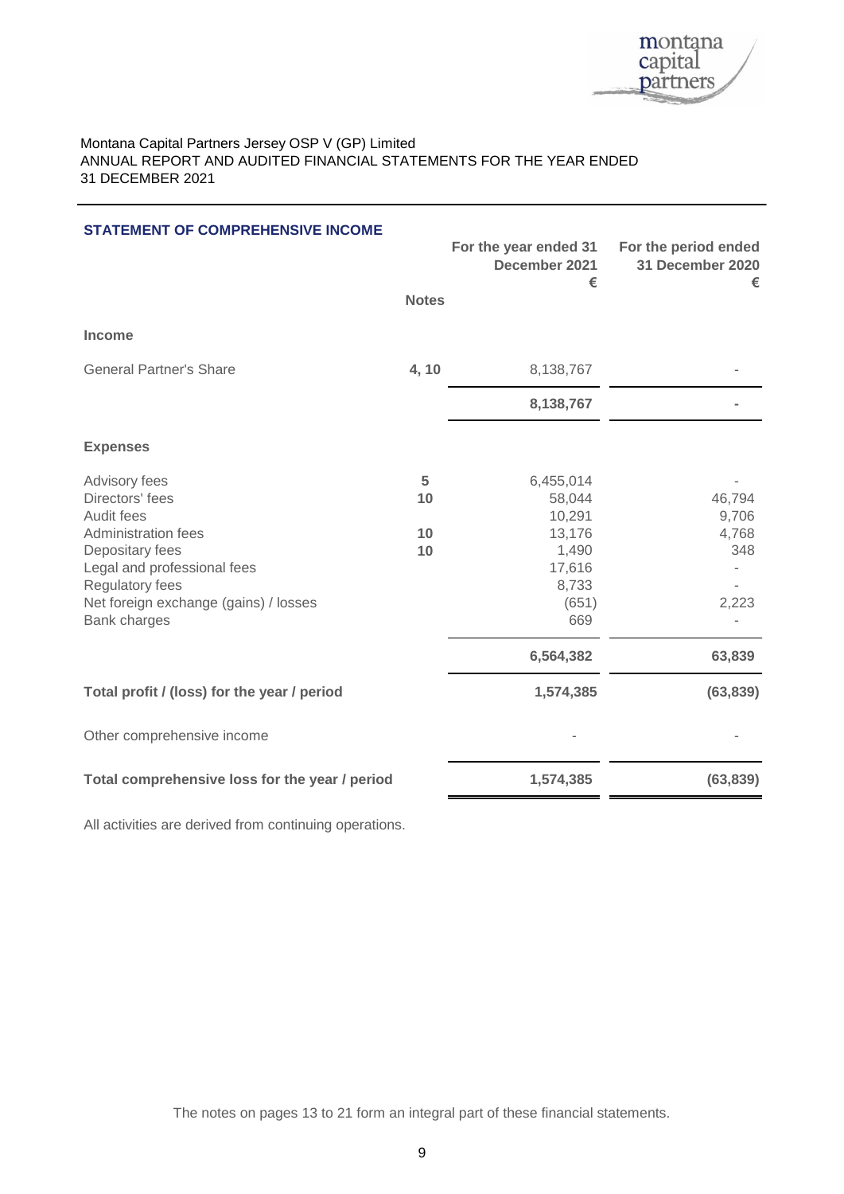Montana Capital Partners Jersey OSP V (GP) Limited
ANNUAL REPORT AND AUDITED FINANCIAL STATEMENTS FOR THE YEAR ENDED 31 DECEMBER 2021

## STATEMENT OF COMPREHENSIVE INCOME

| | Notes | For the year ended 31 December 2021 € | For the period ended 31 December 2020 € |
|---|---|---|---|
| **Income** | | | |
| General Partner's Share | 4, 10 | 8,138,767 | - |
| | | **8,138,767** | **-** |
| **Expenses** | | | |
| Advisory fees | 5 | 6,455,014 | - |
| Directors' fees | 10 | 58,044 | 46,794 |
| Audit fees | | 10,291 | 9,706 |
| Administration fees | 10 | 13,176 | 4,768 |
| Depositary fees | 10 | 1,490 | 348 |
| Legal and professional fees | | 17,616 | - |
| Regulatory fees | | 8,733 | - |
| Net foreign exchange (gains) / losses | | (651) | 2,223 |
| Bank charges | | 669 | - |
| | | **6,564,382** | **63,839** |
| **Total profit / (loss) for the year / period** | | **1,574,385** | **(63,839)** |
| Other comprehensive income | | - | - |
| **Total comprehensive loss for the year / period** | | **1,574,385** | **(63,839)** |

All activities are derived from continuing operations.

The notes on pages 13 to 21 form an integral part of these financial statements.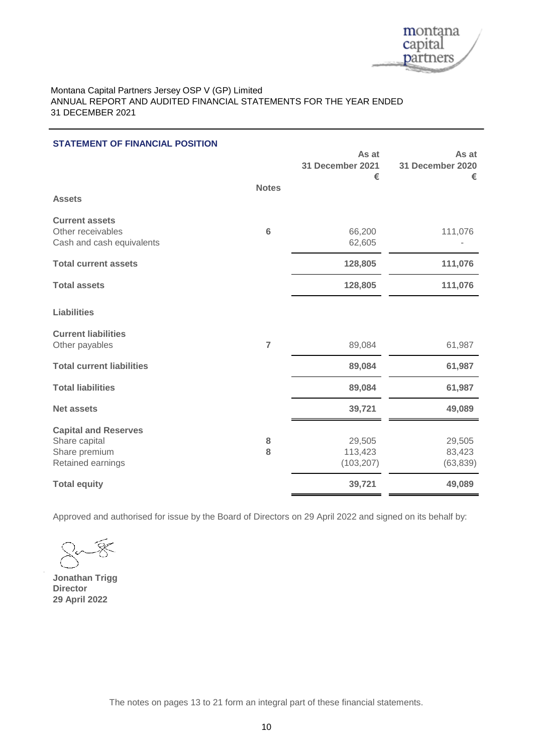Montana Capital Partners Jersey OSP V (GP) Limited
ANNUAL REPORT AND AUDITED FINANCIAL STATEMENTS FOR THE YEAR ENDED 31 DECEMBER 2021

## STATEMENT OF FINANCIAL POSITION

| | Notes | As at 31 December 2021 € | As at 31 December 2020 € |
|---|---|---|---|
| **Assets** | | | |
| **Current assets** | | | |
| Other receivables | 6 | 66,200 | 111,076 |
| Cash and cash equivalents | | 62,605 | - |
| **Total current assets** | | **128,805** | **111,076** |
| **Total assets** | | **128,805** | **111,076** |
| **Liabilities** | | | |
| **Current liabilities** | | | |
| Other payables | 7 | 89,084 | 61,987 |
| **Total current liabilities** | | **89,084** | **61,987** |
| **Total liabilities** | | **89,084** | **61,987** |
| **Net assets** | | **39,721** | **49,089** |
| **Capital and Reserves** | | | |
| Share capital | 8 | 29,505 | 29,505 |
| Share premium | 8 | 113,423 | 83,423 |
| Retained earnings | | (103,207) | (63,839) |
| **Total equity** | | **39,721** | **49,089** |

Approved and authorised for issue by the Board of Directors on 29 April 2022 and signed on its behalf by:

**Jonathan Trigg**
**Director**
**29 April 2022**

The notes on pages 13 to 21 form an integral part of these financial statements.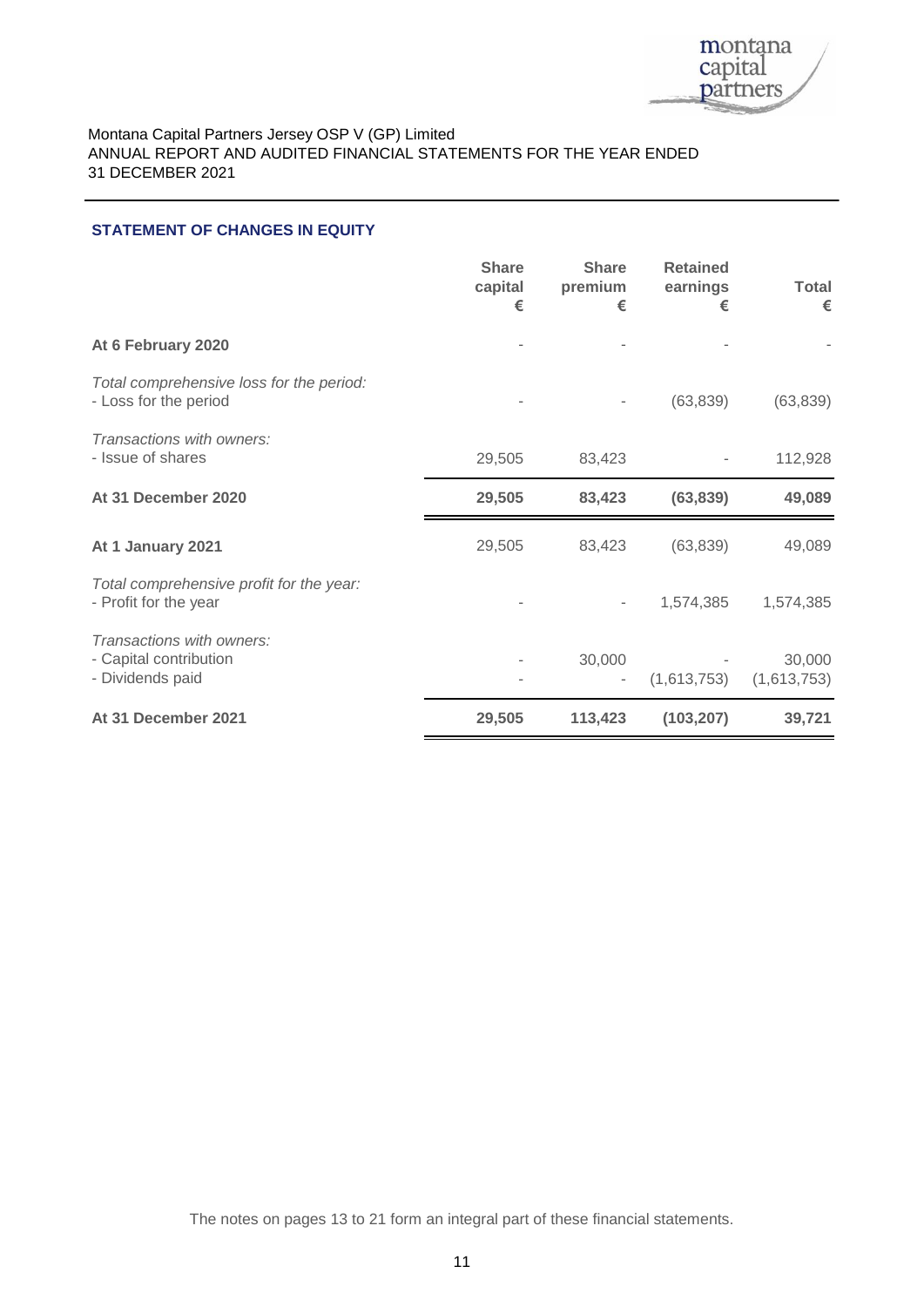Montana Capital Partners Jersey OSP V (GP) Limited
ANNUAL REPORT AND AUDITED FINANCIAL STATEMENTS FOR THE YEAR ENDED 31 DECEMBER 2021

## STATEMENT OF CHANGES IN EQUITY

| | Share capital € | Share premium € | Retained earnings € | Total € |
|---|---|---|---|---|
| **At 6 February 2020** | - | - | - | - |
| *Total comprehensive loss for the period:* | | | | |
| - Loss for the period | - | - | (63,839) | (63,839) |
| *Transactions with owners:* | | | | |
| - Issue of shares | 29,505 | 83,423 | - | 112,928 |
| **At 31 December 2020** | **29,505** | **83,423** | **(63,839)** | **49,089** |
| **At 1 January 2021** | 29,505 | 83,423 | (63,839) | 49,089 |
| *Total comprehensive profit for the year:* | | | | |
| - Profit for the year | - | - | 1,574,385 | 1,574,385 |
| *Transactions with owners:* | | | | |
| - Capital contribution | - | 30,000 | - | 30,000 |
| - Dividends paid | - | - | (1,613,753) | (1,613,753) |
| **At 31 December 2021** | **29,505** | **113,423** | **(103,207)** | **39,721** |

The notes on pages 13 to 21 form an integral part of these financial statements.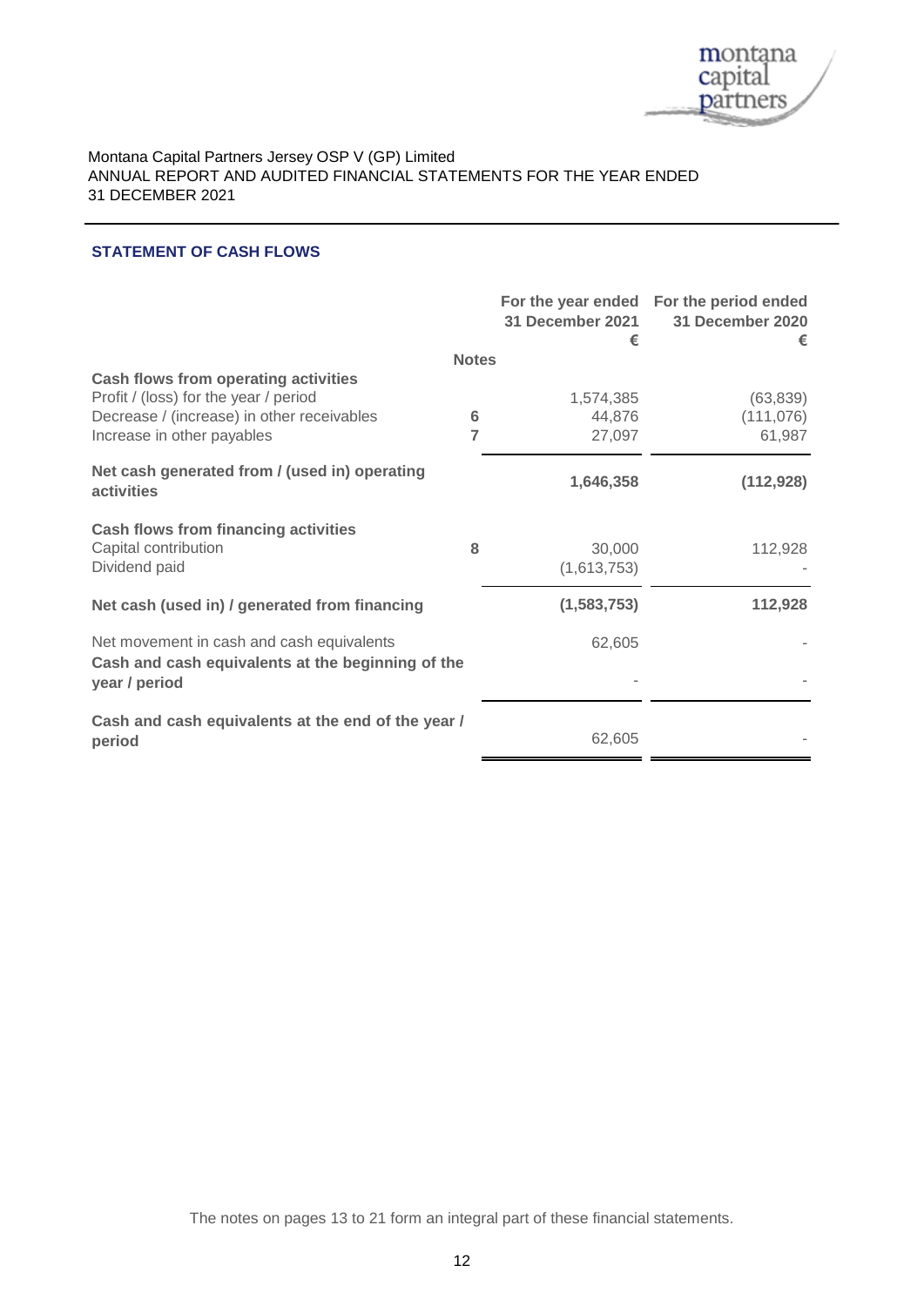Montana Capital Partners Jersey OSP V (GP) Limited
ANNUAL REPORT AND AUDITED FINANCIAL STATEMENTS FOR THE YEAR ENDED 31 DECEMBER 2021

## STATEMENT OF CASH FLOWS

| | Notes | For the year ended 31 December 2021 € | For the period ended 31 December 2020 € |
|---|---|---|---|
| **Cash flows from operating activities** | | | |
| Profit / (loss) for the year / period | | 1,574,385 | (63,839) |
| Decrease / (increase) in other receivables | 6 | 44,876 | (111,076) |
| Increase in other payables | 7 | 27,097 | 61,987 |
| **Net cash generated from / (used in) operating activities** | | **1,646,358** | **(112,928)** |
| **Cash flows from financing activities** | | | |
| Capital contribution | 8 | 30,000 | 112,928 |
| Dividend paid | | (1,613,753) | - |
| **Net cash (used in) / generated from financing** | | **(1,583,753)** | **112,928** |
| Net movement in cash and cash equivalents | | 62,605 | - |
| **Cash and cash equivalents at the beginning of the year / period** | | - | - |
| **Cash and cash equivalents at the end of the year / period** | | 62,605 | - |

The notes on pages 13 to 21 form an integral part of these financial statements.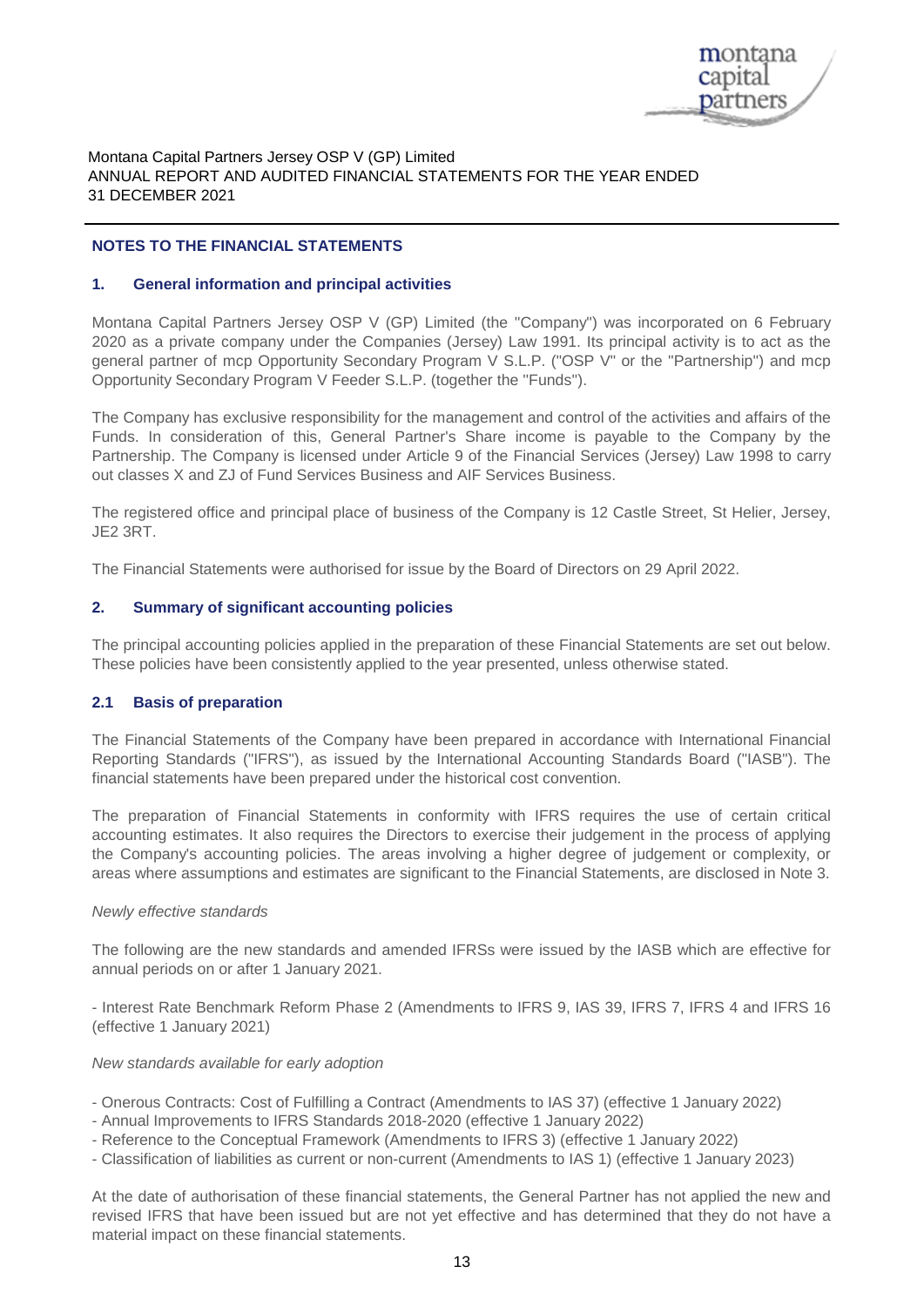## NOTES TO THE FINANCIAL STATEMENTS

### 1. General information and principal activities

Montana Capital Partners Jersey OSP V (GP) Limited (the "Company") was incorporated on 6 February 2020 as a private company under the Companies (Jersey) Law 1991. Its principal activity is to act as the general partner of mcp Opportunity Secondary Program V S.L.P. ("OSP V" or the "Partnership") and mcp Opportunity Secondary Program V Feeder S.L.P. (together the "Funds").

The Company has exclusive responsibility for the management and control of the activities and affairs of the Funds. In consideration of this, General Partner's Share income is payable to the Company by the Partnership. The Company is licensed under Article 9 of the Financial Services (Jersey) Law 1998 to carry out classes X and ZJ of Fund Services Business and AIF Services Business.

The registered office and principal place of business of the Company is 12 Castle Street, St Helier, Jersey, JE2 3RT.

The Financial Statements were authorised for issue by the Board of Directors on 29 April 2022.

### 2. Summary of significant accounting policies

The principal accounting policies applied in the preparation of these Financial Statements are set out below. These policies have been consistently applied to the year presented, unless otherwise stated.

### 2.1 Basis of preparation

The Financial Statements of the Company have been prepared in accordance with International Financial Reporting Standards ("IFRS"), as issued by the International Accounting Standards Board ("IASB"). The financial statements have been prepared under the historical cost convention.

The preparation of Financial Statements in conformity with IFRS requires the use of certain critical accounting estimates. It also requires the Directors to exercise their judgement in the process of applying the Company's accounting policies. The areas involving a higher degree of judgement or complexity, or areas where assumptions and estimates are significant to the Financial Statements, are disclosed in Note 3.

*Newly effective standards*

The following are the new standards and amended IFRSs were issued by the IASB which are effective for annual periods on or after 1 January 2021.

- Interest Rate Benchmark Reform Phase 2 (Amendments to IFRS 9, IAS 39, IFRS 7, IFRS 4 and IFRS 16 (effective 1 January 2021)

*New standards available for early adoption*

- Onerous Contracts: Cost of Fulfilling a Contract (Amendments to IAS 37) (effective 1 January 2022)
- Annual Improvements to IFRS Standards 2018-2020 (effective 1 January 2022)
- Reference to the Conceptual Framework (Amendments to IFRS 3) (effective 1 January 2022)
- Classification of liabilities as current or non-current (Amendments to IAS 1) (effective 1 January 2023)

At the date of authorisation of these financial statements, the General Partner has not applied the new and revised IFRS that have been issued but are not yet effective and has determined that they do not have a material impact on these financial statements.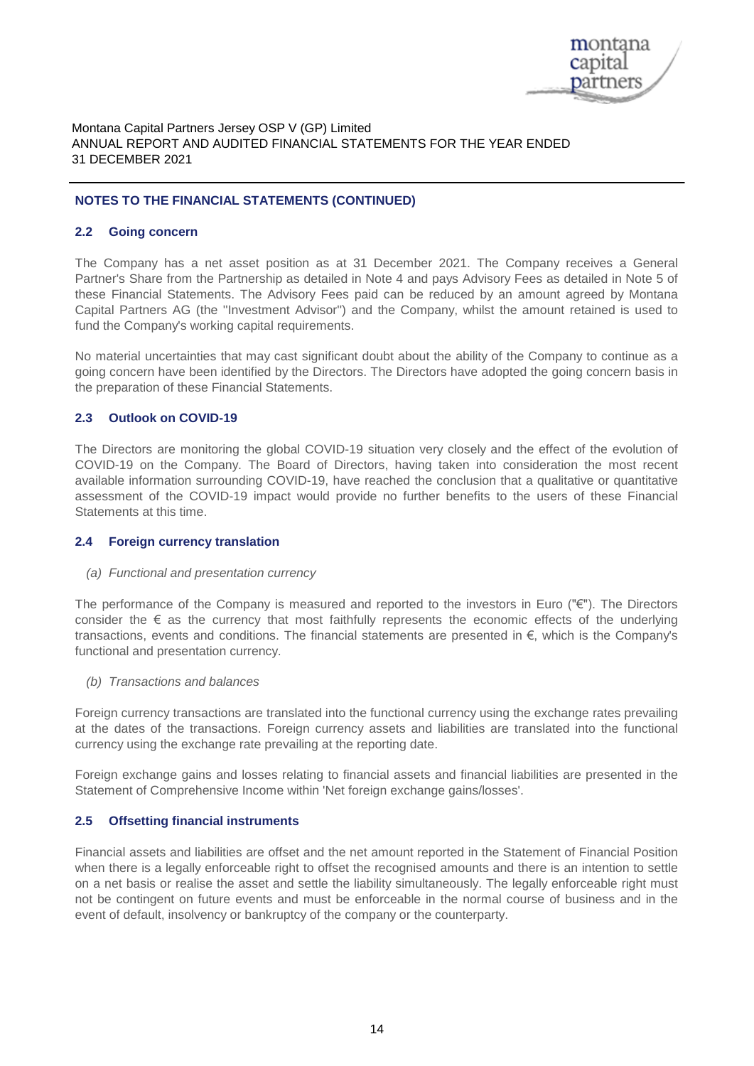## NOTES TO THE FINANCIAL STATEMENTS (CONTINUED)

### 2.2 Going concern

The Company has a net asset position as at 31 December 2021. The Company receives a General Partner's Share from the Partnership as detailed in Note 4 and pays Advisory Fees as detailed in Note 5 of these Financial Statements. The Advisory Fees paid can be reduced by an amount agreed by Montana Capital Partners AG (the "Investment Advisor") and the Company, whilst the amount retained is used to fund the Company's working capital requirements.

No material uncertainties that may cast significant doubt about the ability of the Company to continue as a going concern have been identified by the Directors. The Directors have adopted the going concern basis in the preparation of these Financial Statements.

### 2.3 Outlook on COVID-19

The Directors are monitoring the global COVID-19 situation very closely and the effect of the evolution of COVID-19 on the Company. The Board of Directors, having taken into consideration the most recent available information surrounding COVID-19, have reached the conclusion that a qualitative or quantitative assessment of the COVID-19 impact would provide no further benefits to the users of these Financial Statements at this time.

### 2.4 Foreign currency translation

*(a) Functional and presentation currency*

The performance of the Company is measured and reported to the investors in Euro ("€"). The Directors consider the € as the currency that most faithfully represents the economic effects of the underlying transactions, events and conditions. The financial statements are presented in €, which is the Company's functional and presentation currency.

*(b) Transactions and balances*

Foreign currency transactions are translated into the functional currency using the exchange rates prevailing at the dates of the transactions. Foreign currency assets and liabilities are translated into the functional currency using the exchange rate prevailing at the reporting date.

Foreign exchange gains and losses relating to financial assets and financial liabilities are presented in the Statement of Comprehensive Income within 'Net foreign exchange gains/losses'.

### 2.5 Offsetting financial instruments

Financial assets and liabilities are offset and the net amount reported in the Statement of Financial Position when there is a legally enforceable right to offset the recognised amounts and there is an intention to settle on a net basis or realise the asset and settle the liability simultaneously. The legally enforceable right must not be contingent on future events and must be enforceable in the normal course of business and in the event of default, insolvency or bankruptcy of the company or the counterparty.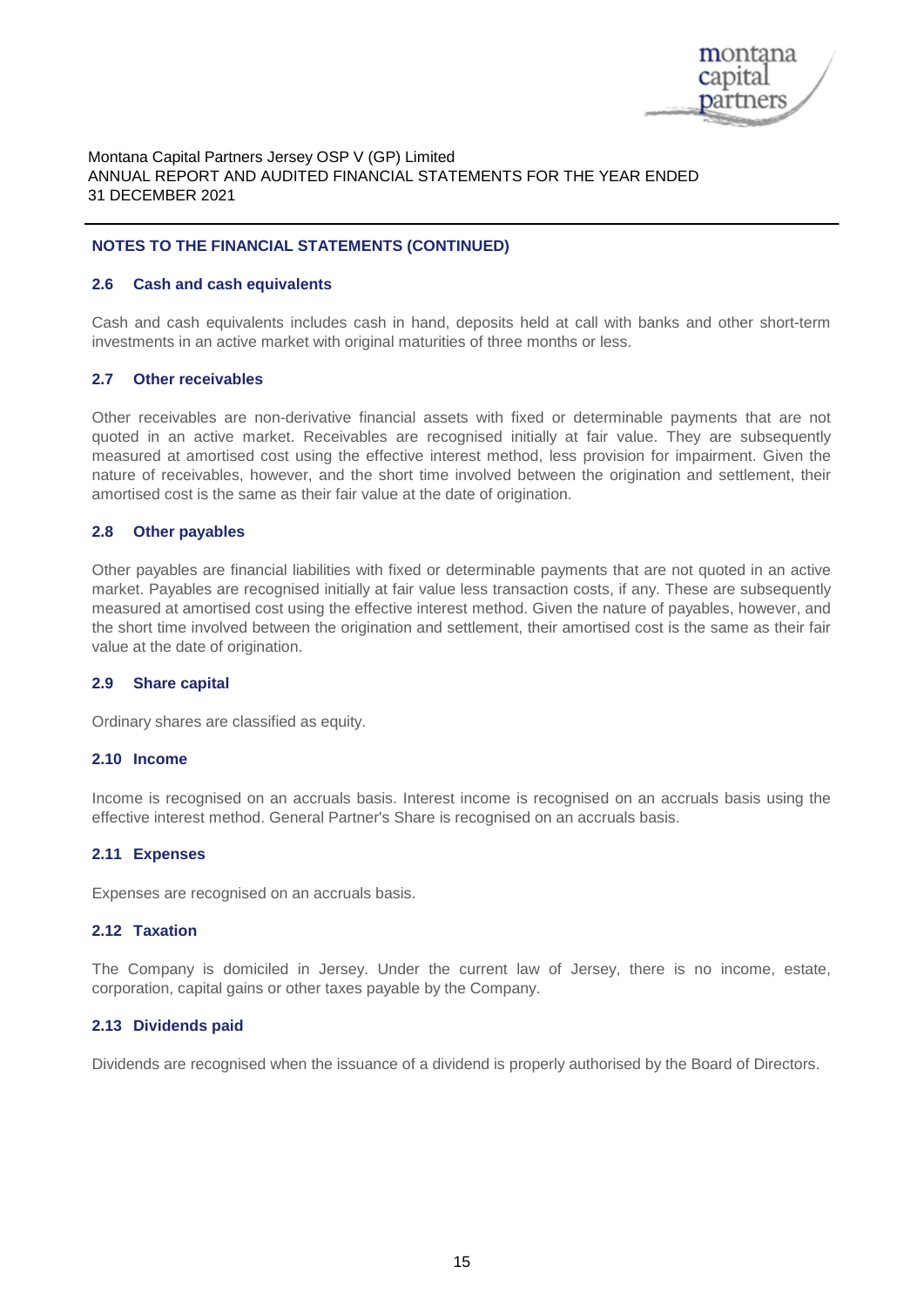## NOTES TO THE FINANCIAL STATEMENTS (CONTINUED)

### 2.6 Cash and cash equivalents

Cash and cash equivalents includes cash in hand, deposits held at call with banks and other short-term investments in an active market with original maturities of three months or less.

### 2.7 Other receivables

Other receivables are non-derivative financial assets with fixed or determinable payments that are not quoted in an active market. Receivables are recognised initially at fair value. They are subsequently measured at amortised cost using the effective interest method, less provision for impairment. Given the nature of receivables, however, and the short time involved between the origination and settlement, their amortised cost is the same as their fair value at the date of origination.

### 2.8 Other payables

Other payables are financial liabilities with fixed or determinable payments that are not quoted in an active market. Payables are recognised initially at fair value less transaction costs, if any. These are subsequently measured at amortised cost using the effective interest method. Given the nature of payables, however, and the short time involved between the origination and settlement, their amortised cost is the same as their fair value at the date of origination.

### 2.9 Share capital

Ordinary shares are classified as equity.

### 2.10 Income

Income is recognised on an accruals basis. Interest income is recognised on an accruals basis using the effective interest method. General Partner's Share is recognised on an accruals basis.

### 2.11 Expenses

Expenses are recognised on an accruals basis.

### 2.12 Taxation

The Company is domiciled in Jersey. Under the current law of Jersey, there is no income, estate, corporation, capital gains or other taxes payable by the Company.

### 2.13 Dividends paid

Dividends are recognised when the issuance of a dividend is properly authorised by the Board of Directors.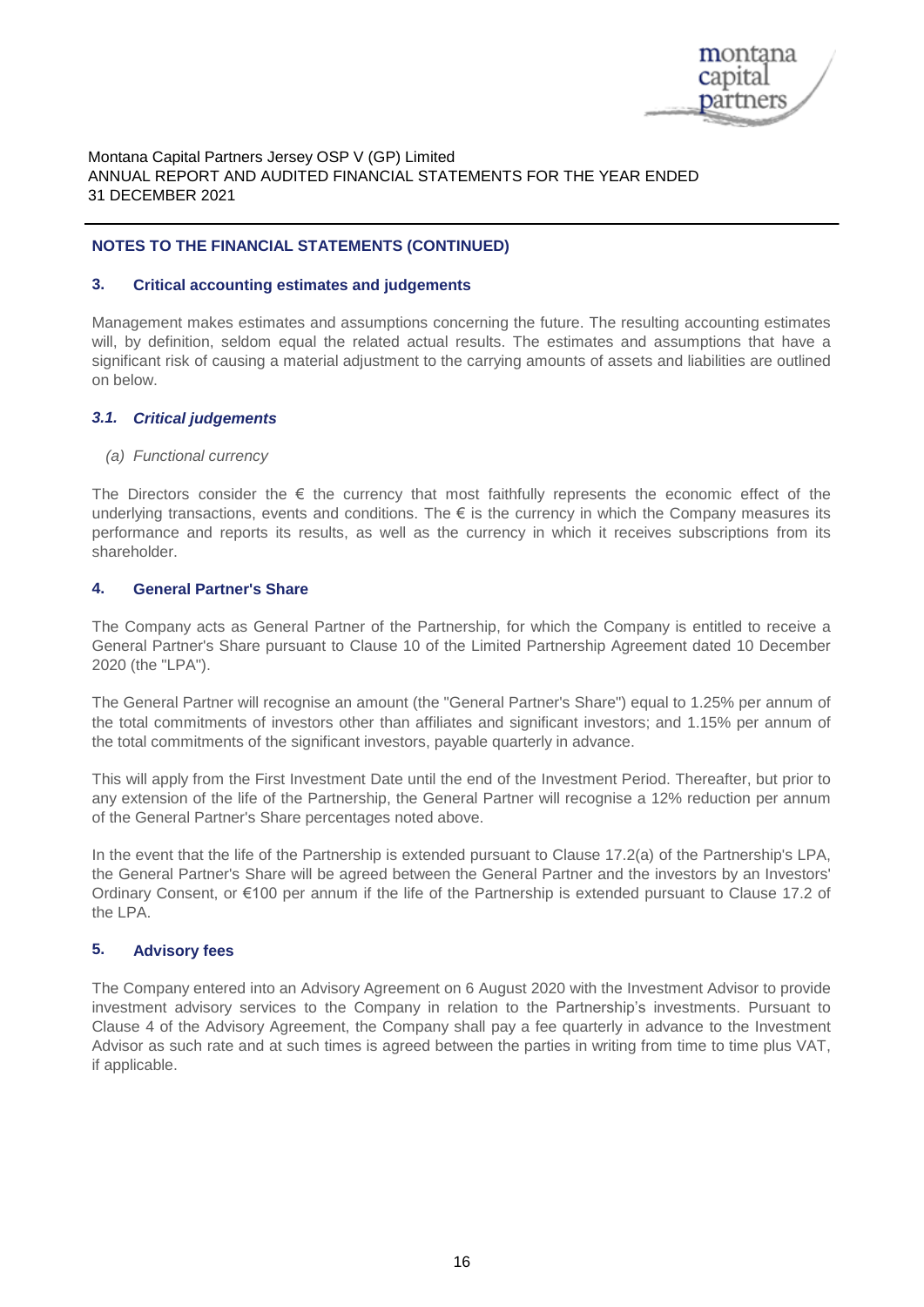## NOTES TO THE FINANCIAL STATEMENTS (CONTINUED)

### 3. Critical accounting estimates and judgements

Management makes estimates and assumptions concerning the future. The resulting accounting estimates will, by definition, seldom equal the related actual results. The estimates and assumptions that have a significant risk of causing a material adjustment to the carrying amounts of assets and liabilities are outlined on below.

#### *3.1. Critical judgements*

*(a) Functional currency*

The Directors consider the € the currency that most faithfully represents the economic effect of the underlying transactions, events and conditions. The € is the currency in which the Company measures its performance and reports its results, as well as the currency in which it receives subscriptions from its shareholder.

### 4. General Partner's Share

The Company acts as General Partner of the Partnership, for which the Company is entitled to receive a General Partner's Share pursuant to Clause 10 of the Limited Partnership Agreement dated 10 December 2020 (the "LPA").

The General Partner will recognise an amount (the "General Partner's Share") equal to 1.25% per annum of the total commitments of investors other than affiliates and significant investors; and 1.15% per annum of the total commitments of the significant investors, payable quarterly in advance.

This will apply from the First Investment Date until the end of the Investment Period. Thereafter, but prior to any extension of the life of the Partnership, the General Partner will recognise a 12% reduction per annum of the General Partner's Share percentages noted above.

In the event that the life of the Partnership is extended pursuant to Clause 17.2(a) of the Partnership's LPA, the General Partner's Share will be agreed between the General Partner and the investors by an Investors' Ordinary Consent, or €100 per annum if the life of the Partnership is extended pursuant to Clause 17.2 of the LPA.

### 5. Advisory fees

The Company entered into an Advisory Agreement on 6 August 2020 with the Investment Advisor to provide investment advisory services to the Company in relation to the Partnership's investments. Pursuant to Clause 4 of the Advisory Agreement, the Company shall pay a fee quarterly in advance to the Investment Advisor as such rate and at such times is agreed between the parties in writing from time to time plus VAT, if applicable.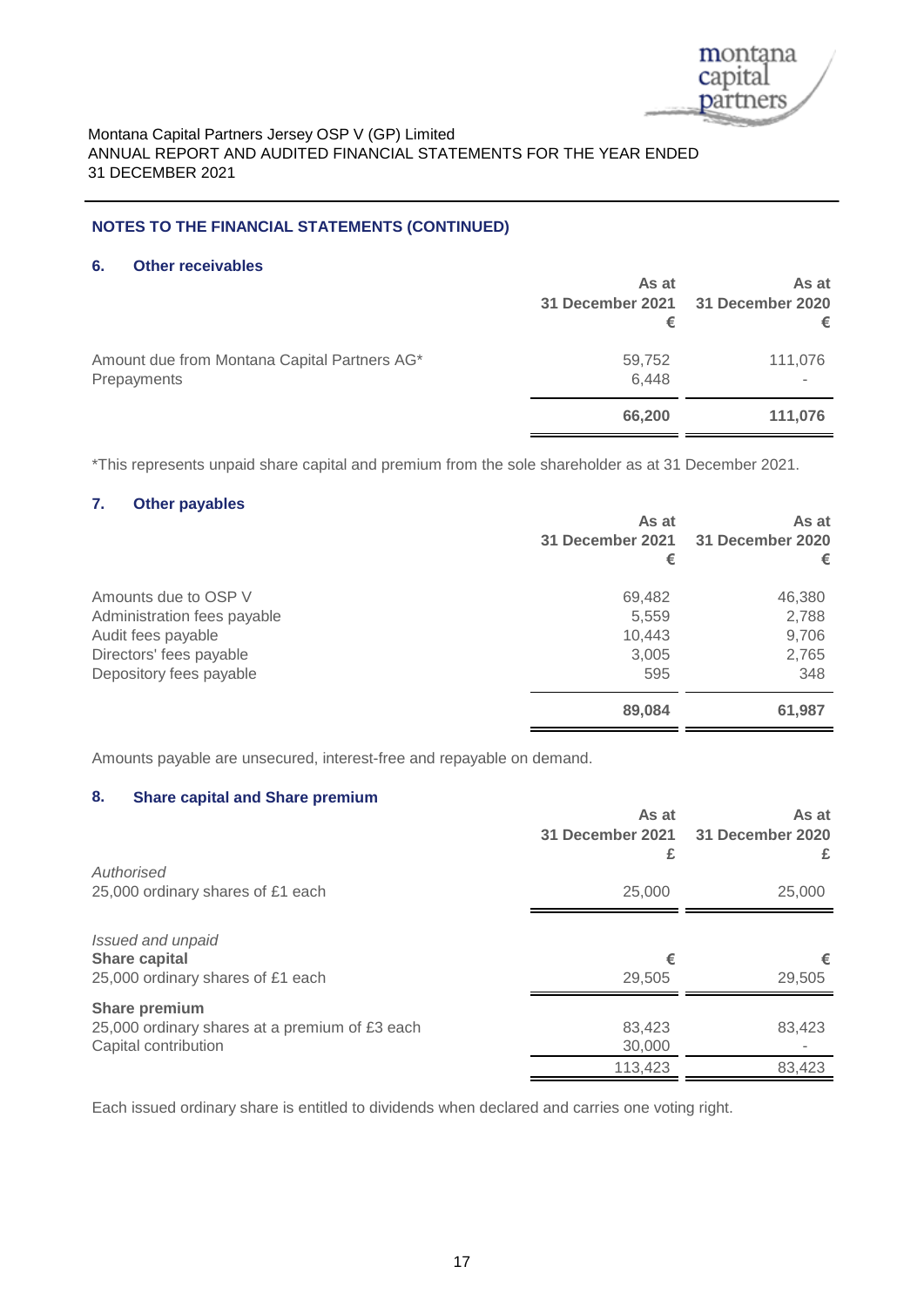Montana Capital Partners Jersey OSP V (GP) Limited
ANNUAL REPORT AND AUDITED FINANCIAL STATEMENTS FOR THE YEAR ENDED
31 DECEMBER 2021

## NOTES TO THE FINANCIAL STATEMENTS (CONTINUED)

### 6. Other receivables

| | As at 31 December 2021 € | As at 31 December 2020 € |
|---|---|---|
| Amount due from Montana Capital Partners AG* | 59,752 | 111,076 |
| Prepayments | 6,448 | - |
| | **66,200** | **111,076** |

*This represents unpaid share capital and premium from the sole shareholder as at 31 December 2021.

### 7. Other payables

| | As at 31 December 2021 € | As at 31 December 2020 € |
|---|---|---|
| Amounts due to OSP V | 69,482 | 46,380 |
| Administration fees payable | 5,559 | 2,788 |
| Audit fees payable | 10,443 | 9,706 |
| Directors' fees payable | 3,005 | 2,765 |
| Depository fees payable | 595 | 348 |
| | **89,084** | **61,987** |

Amounts payable are unsecured, interest-free and repayable on demand.

### 8. Share capital and Share premium

| | As at 31 December 2021 £ | As at 31 December 2020 £ |
|---|---|---|
| *Authorised* | | |
| 25,000 ordinary shares of £1 each | 25,000 | 25,000 |
| *Issued and unpaid* | | |
| **Share capital** | € | € |
| 25,000 ordinary shares of £1 each | 29,505 | 29,505 |
| **Share premium** | | |
| 25,000 ordinary shares at a premium of £3 each | 83,423 | 83,423 |
| Capital contribution | 30,000 | - |
| | 113,423 | 83,423 |

Each issued ordinary share is entitled to dividends when declared and carries one voting right.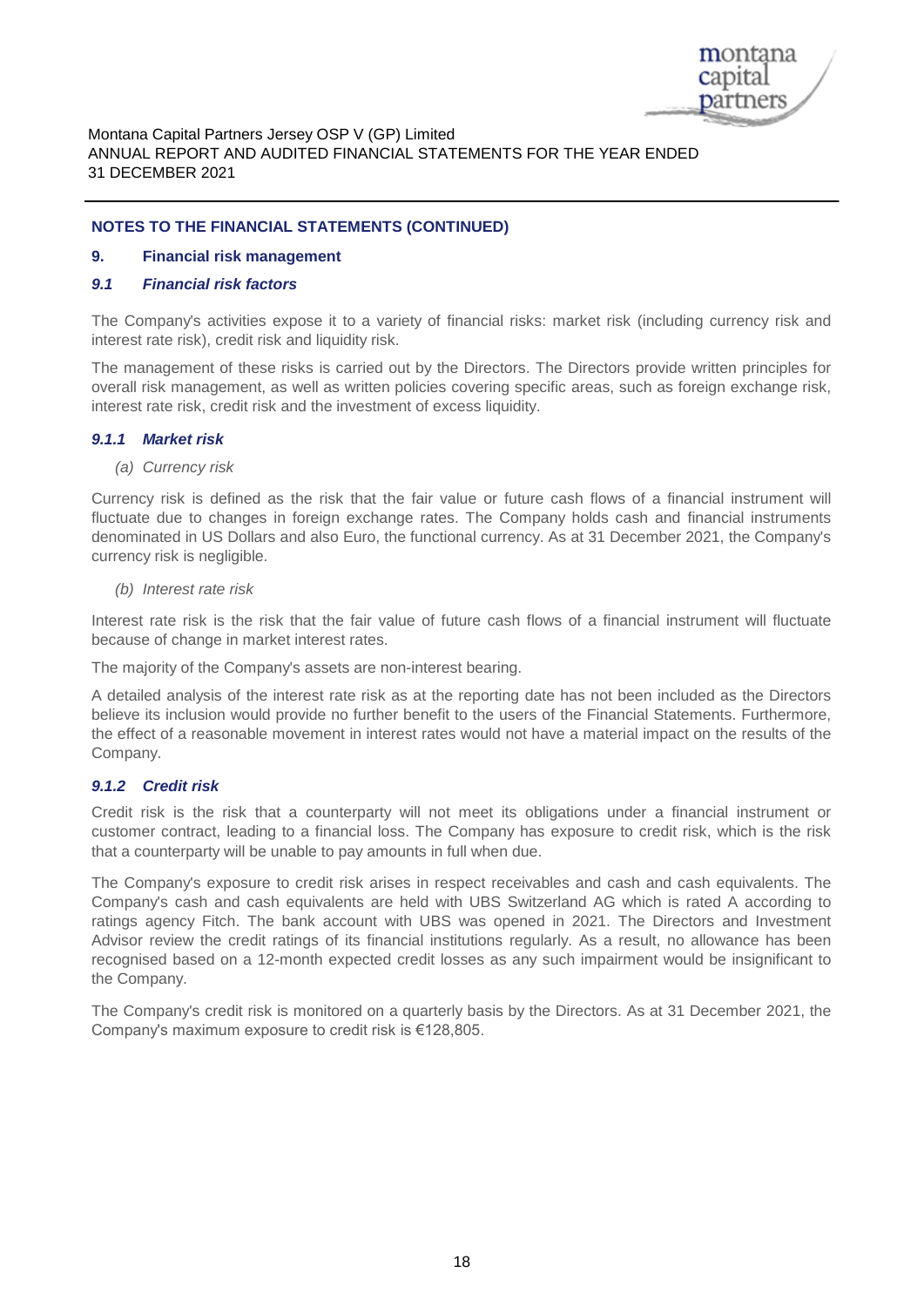## NOTES TO THE FINANCIAL STATEMENTS (CONTINUED)

### 9. Financial risk management

#### *9.1 Financial risk factors*

The Company's activities expose it to a variety of financial risks: market risk (including currency risk and interest rate risk), credit risk and liquidity risk.

The management of these risks is carried out by the Directors. The Directors provide written principles for overall risk management, as well as written policies covering specific areas, such as foreign exchange risk, interest rate risk, credit risk and the investment of excess liquidity.

#### *9.1.1 Market risk*

*(a) Currency risk*

Currency risk is defined as the risk that the fair value or future cash flows of a financial instrument will fluctuate due to changes in foreign exchange rates. The Company holds cash and financial instruments denominated in US Dollars and also Euro, the functional currency. As at 31 December 2021, the Company's currency risk is negligible.

*(b) Interest rate risk*

Interest rate risk is the risk that the fair value of future cash flows of a financial instrument will fluctuate because of change in market interest rates.

The majority of the Company's assets are non-interest bearing.

A detailed analysis of the interest rate risk as at the reporting date has not been included as the Directors believe its inclusion would provide no further benefit to the users of the Financial Statements. Furthermore, the effect of a reasonable movement in interest rates would not have a material impact on the results of the Company.

#### *9.1.2 Credit risk*

Credit risk is the risk that a counterparty will not meet its obligations under a financial instrument or customer contract, leading to a financial loss. The Company has exposure to credit risk, which is the risk that a counterparty will be unable to pay amounts in full when due.

The Company's exposure to credit risk arises in respect receivables and cash and cash equivalents. The Company's cash and cash equivalents are held with UBS Switzerland AG which is rated A according to ratings agency Fitch. The bank account with UBS was opened in 2021. The Directors and Investment Advisor review the credit ratings of its financial institutions regularly. As a result, no allowance has been recognised based on a 12-month expected credit losses as any such impairment would be insignificant to the Company.

The Company's credit risk is monitored on a quarterly basis by the Directors. As at 31 December 2021, the Company's maximum exposure to credit risk is €128,805.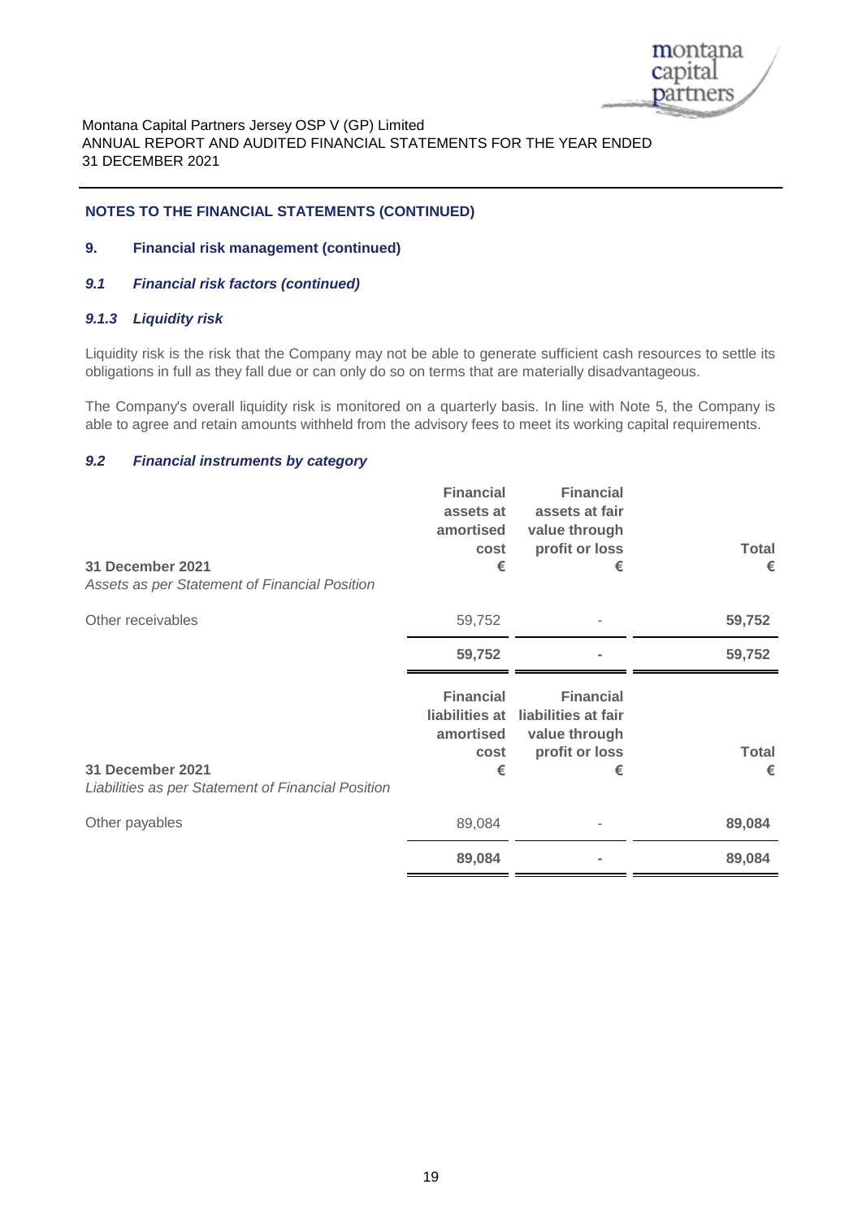## NOTES TO THE FINANCIAL STATEMENTS (CONTINUED)

### 9. Financial risk management (continued)

#### *9.1 Financial risk factors (continued)*

#### *9.1.3 Liquidity risk*

Liquidity risk is the risk that the Company may not be able to generate sufficient cash resources to settle its obligations in full as they fall due or can only do so on terms that are materially disadvantageous.

The Company's overall liquidity risk is monitored on a quarterly basis. In line with Note 5, the Company is able to agree and retain amounts withheld from the advisory fees to meet its working capital requirements.

#### *9.2 Financial instruments by category*

| **31 December 2021**<br>*Assets as per Statement of Financial Position* | **Financial assets at amortised cost**<br>**€** | **Financial assets at fair value through profit or loss**<br>**€** | **Total**<br>**€** |
|---|---|---|---|
| Other receivables | 59,752 | - | **59,752** |
| | **59,752** | **-** | **59,752** |

| **31 December 2021**<br>*Liabilities as per Statement of Financial Position* | **Financial liabilities at amortised cost**<br>**€** | **Financial liabilities at fair value through profit or loss**<br>**€** | **Total**<br>**€** |
|---|---|---|---|
| Other payables | 89,084 | - | **89,084** |
| | **89,084** | **-** | **89,084** |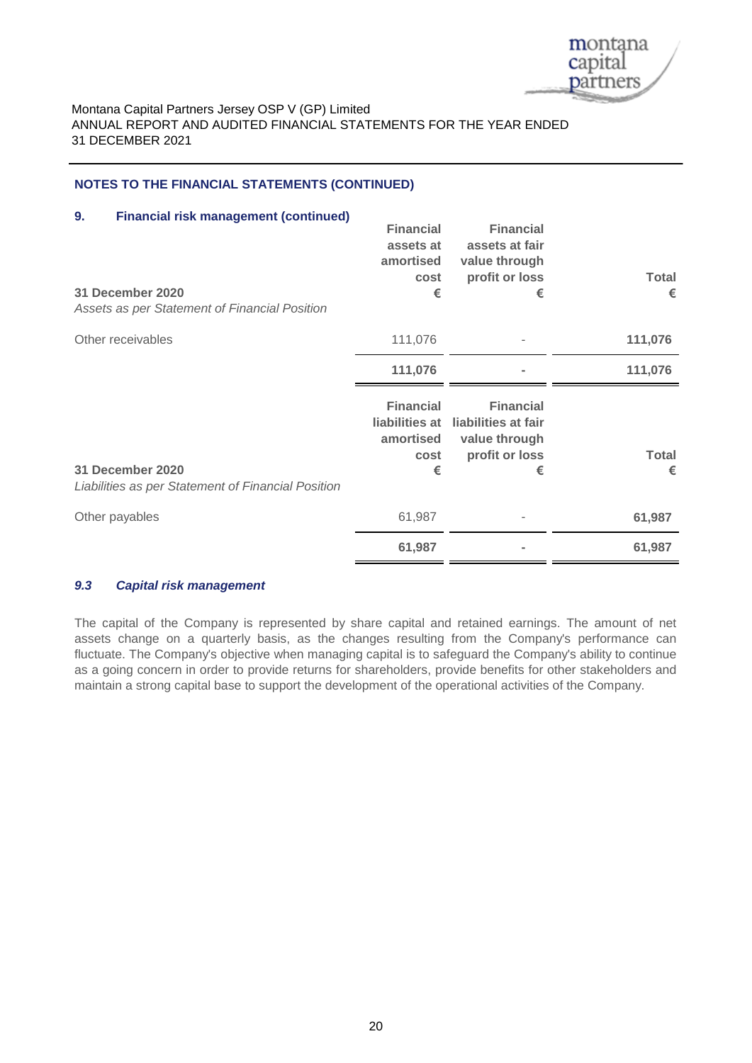## NOTES TO THE FINANCIAL STATEMENTS (CONTINUED)

### 9. Financial risk management (continued)

| **31 December 2020**<br>*Assets as per Statement of Financial Position* | **Financial assets at amortised cost**<br>**€** | **Financial assets at fair value through profit or loss**<br>**€** | **Total**<br>**€** |
|---|---|---|---|
| Other receivables | 111,076 | - | **111,076** |
| | **111,076** | **-** | **111,076** |

| **31 December 2020**<br>*Liabilities as per Statement of Financial Position* | **Financial liabilities at amortised cost**<br>**€** | **Financial liabilities at fair value through profit or loss**<br>**€** | **Total**<br>**€** |
|---|---|---|---|
| Other payables | 61,987 | - | **61,987** |
| | **61,987** | **-** | **61,987** |

#### *9.3 Capital risk management*

The capital of the Company is represented by share capital and retained earnings. The amount of net assets change on a quarterly basis, as the changes resulting from the Company's performance can fluctuate. The Company's objective when managing capital is to safeguard the Company's ability to continue as a going concern in order to provide returns for shareholders, provide benefits for other stakeholders and maintain a strong capital base to support the development of the operational activities of the Company.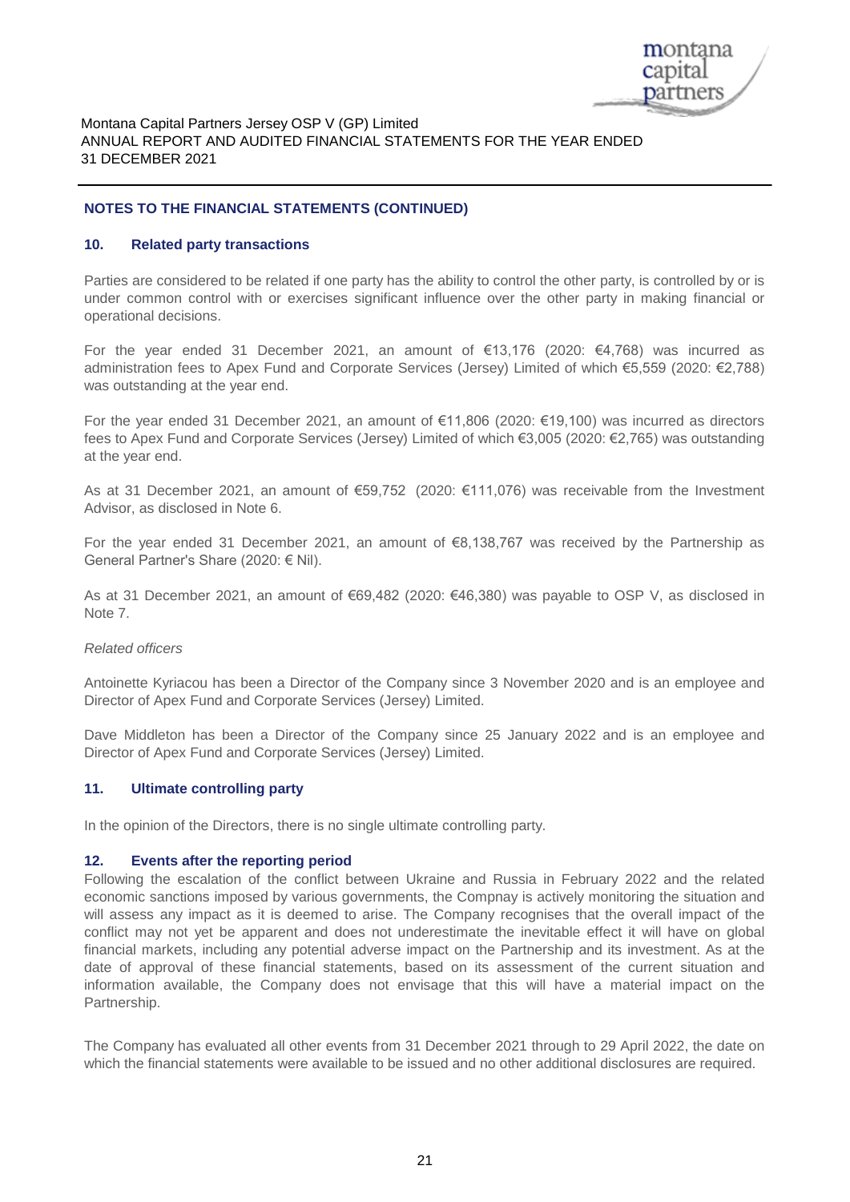## NOTES TO THE FINANCIAL STATEMENTS (CONTINUED)

### 10. Related party transactions

Parties are considered to be related if one party has the ability to control the other party, is controlled by or is under common control with or exercises significant influence over the other party in making financial or operational decisions.

For the year ended 31 December 2021, an amount of €13,176 (2020: €4,768) was incurred as administration fees to Apex Fund and Corporate Services (Jersey) Limited of which €5,559 (2020: €2,788) was outstanding at the year end.

For the year ended 31 December 2021, an amount of €11,806 (2020: €19,100) was incurred as directors fees to Apex Fund and Corporate Services (Jersey) Limited of which €3,005 (2020: €2,765) was outstanding at the year end.

As at 31 December 2021, an amount of €59,752 (2020: €111,076) was receivable from the Investment Advisor, as disclosed in Note 6.

For the year ended 31 December 2021, an amount of €8,138,767 was received by the Partnership as General Partner's Share (2020: € Nil).

As at 31 December 2021, an amount of €69,482 (2020: €46,380) was payable to OSP V, as disclosed in Note 7.

*Related officers*

Antoinette Kyriacou has been a Director of the Company since 3 November 2020 and is an employee and Director of Apex Fund and Corporate Services (Jersey) Limited.

Dave Middleton has been a Director of the Company since 25 January 2022 and is an employee and Director of Apex Fund and Corporate Services (Jersey) Limited.

### 11. Ultimate controlling party

In the opinion of the Directors, there is no single ultimate controlling party.

### 12. Events after the reporting period

Following the escalation of the conflict between Ukraine and Russia in February 2022 and the related economic sanctions imposed by various governments, the Compnay is actively monitoring the situation and will assess any impact as it is deemed to arise. The Company recognises that the overall impact of the conflict may not yet be apparent and does not underestimate the inevitable effect it will have on global financial markets, including any potential adverse impact on the Partnership and its investment. As at the date of approval of these financial statements, based on its assessment of the current situation and information available, the Company does not envisage that this will have a material impact on the Partnership.

The Company has evaluated all other events from 31 December 2021 through to 29 April 2022, the date on which the financial statements were available to be issued and no other additional disclosures are required.